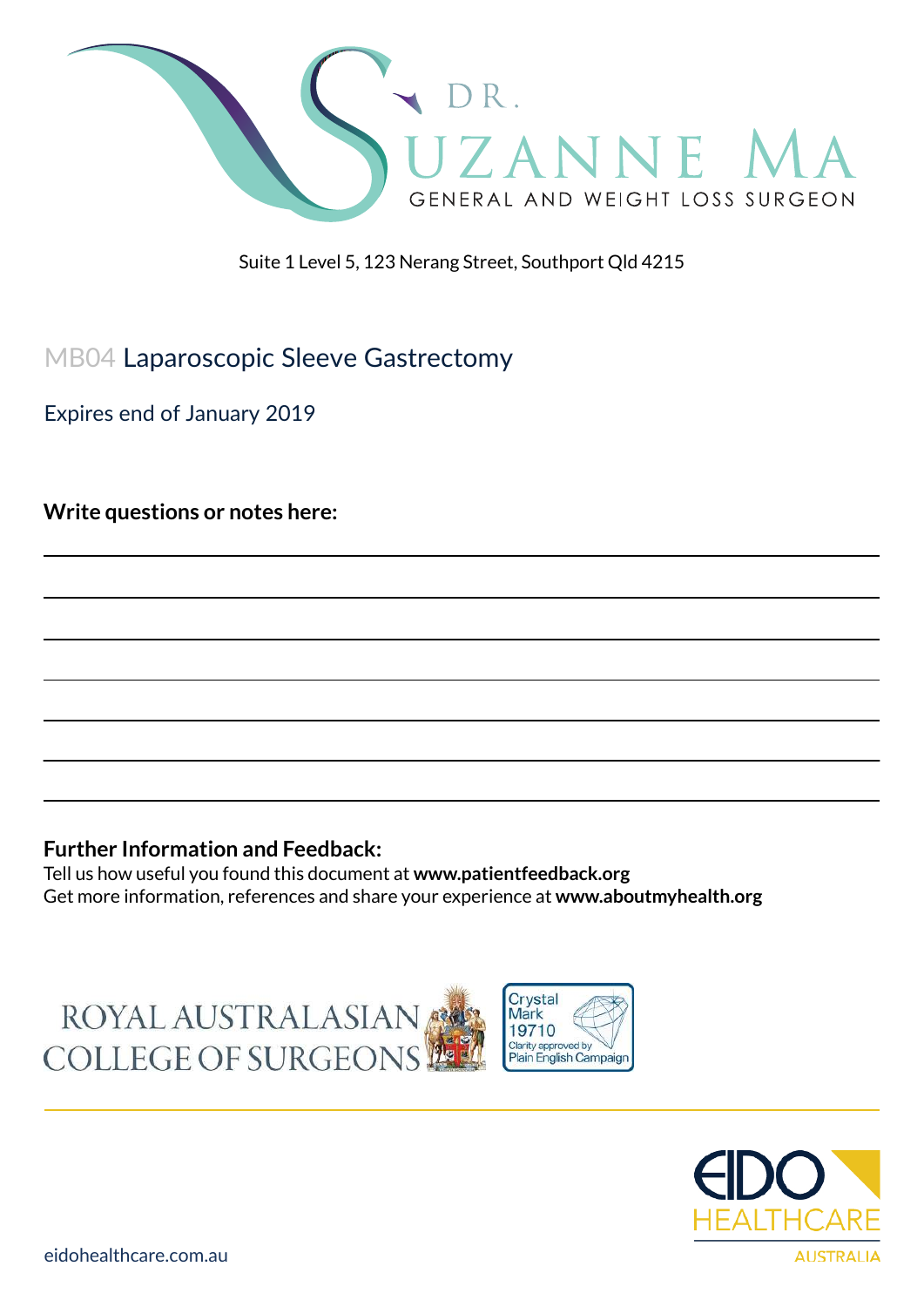DR. SUZANNE MA
GENERAL AND WEIGHT LOSS SURGEON

Suite 1 Level 5, 123 Nerang Street, Southport Qld 4215

# MB04 Laparoscopic Sleeve Gastrectomy

Expires end of January 2019

**Write questions or notes here:**

**Further Information and Feedback:**
Tell us how useful you found this document at **www.patientfeedback.org**
Get more information, references and share your experience at **www.aboutmyhealth.org**

ROYAL AUSTRALASIAN COLLEGE OF SURGEONS

Crystal Mark 19710 Clarity approved by Plain English Campaign

EIDO HEALTHCARE AUSTRALIA

eidohealthcare.com.au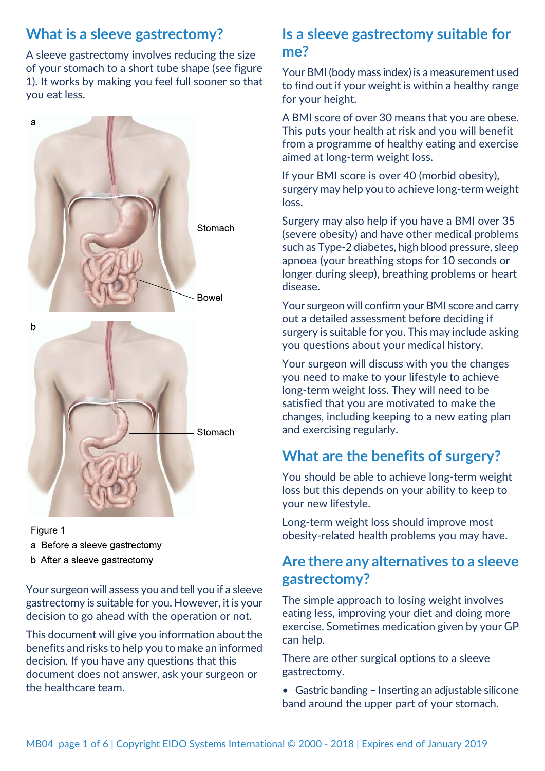## What is a sleeve gastrectomy?

A sleeve gastrectomy involves reducing the size of your stomach to a short tube shape (see figure 1). It works by making you feel full sooner so that you eat less.

Figure 1

a Before a sleeve gastrectomy

b After a sleeve gastrectomy

Your surgeon will assess you and tell you if a sleeve gastrectomy is suitable for you. However, it is your decision to go ahead with the operation or not.

This document will give you information about the benefits and risks to help you to make an informed decision. If you have any questions that this document does not answer, ask your surgeon or the healthcare team.

## Is a sleeve gastrectomy suitable for me?

Your BMI (body mass index) is a measurement used to find out if your weight is within a healthy range for your height.

A BMI score of over 30 means that you are obese. This puts your health at risk and you will benefit from a programme of healthy eating and exercise aimed at long-term weight loss.

If your BMI score is over 40 (morbid obesity), surgery may help you to achieve long-term weight loss.

Surgery may also help if you have a BMI over 35 (severe obesity) and have other medical problems such as Type-2 diabetes, high blood pressure, sleep apnoea (your breathing stops for 10 seconds or longer during sleep), breathing problems or heart disease.

Your surgeon will confirm your BMI score and carry out a detailed assessment before deciding if surgery is suitable for you. This may include asking you questions about your medical history.

Your surgeon will discuss with you the changes you need to make to your lifestyle to achieve long-term weight loss. They will need to be satisfied that you are motivated to make the changes, including keeping to a new eating plan and exercising regularly.

## What are the benefits of surgery?

You should be able to achieve long-term weight loss but this depends on your ability to keep to your new lifestyle.

Long-term weight loss should improve most obesity-related health problems you may have.

## Are there any alternatives to a sleeve gastrectomy?

The simple approach to losing weight involves eating less, improving your diet and doing more exercise. Sometimes medication given by your GP can help.

There are other surgical options to a sleeve gastrectomy.

- Gastric banding – Inserting an adjustable silicone band around the upper part of your stomach.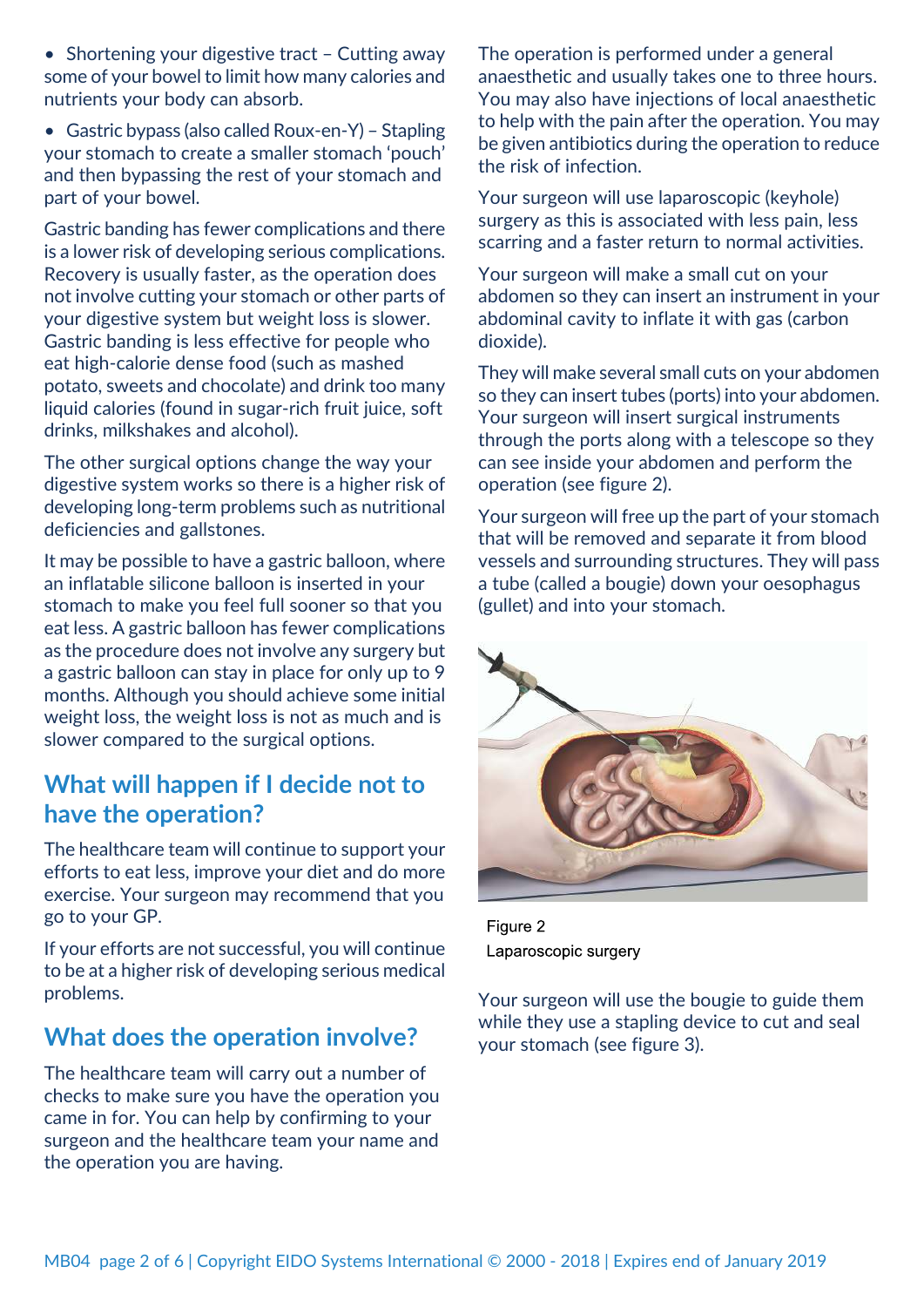- Shortening your digestive tract – Cutting away some of your bowel to limit how many calories and nutrients your body can absorb.
- Gastric bypass (also called Roux-en-Y) – Stapling your stomach to create a smaller stomach 'pouch' and then bypassing the rest of your stomach and part of your bowel.

Gastric banding has fewer complications and there is a lower risk of developing serious complications. Recovery is usually faster, as the operation does not involve cutting your stomach or other parts of your digestive system but weight loss is slower. Gastric banding is less effective for people who eat high-calorie dense food (such as mashed potato, sweets and chocolate) and drink too many liquid calories (found in sugar-rich fruit juice, soft drinks, milkshakes and alcohol).

The other surgical options change the way your digestive system works so there is a higher risk of developing long-term problems such as nutritional deficiencies and gallstones.

It may be possible to have a gastric balloon, where an inflatable silicone balloon is inserted in your stomach to make you feel full sooner so that you eat less. A gastric balloon has fewer complications as the procedure does not involve any surgery but a gastric balloon can stay in place for only up to 9 months. Although you should achieve some initial weight loss, the weight loss is not as much and is slower compared to the surgical options.

## What will happen if I decide not to have the operation?

The healthcare team will continue to support your efforts to eat less, improve your diet and do more exercise. Your surgeon may recommend that you go to your GP.

If your efforts are not successful, you will continue to be at a higher risk of developing serious medical problems.

## What does the operation involve?

The healthcare team will carry out a number of checks to make sure you have the operation you came in for. You can help by confirming to your surgeon and the healthcare team your name and the operation you are having.

The operation is performed under a general anaesthetic and usually takes one to three hours. You may also have injections of local anaesthetic to help with the pain after the operation. You may be given antibiotics during the operation to reduce the risk of infection.

Your surgeon will use laparoscopic (keyhole) surgery as this is associated with less pain, less scarring and a faster return to normal activities.

Your surgeon will make a small cut on your abdomen so they can insert an instrument in your abdominal cavity to inflate it with gas (carbon dioxide).

They will make several small cuts on your abdomen so they can insert tubes (ports) into your abdomen. Your surgeon will insert surgical instruments through the ports along with a telescope so they can see inside your abdomen and perform the operation (see figure 2).

Your surgeon will free up the part of your stomach that will be removed and separate it from blood vessels and surrounding structures. They will pass a tube (called a bougie) down your oesophagus (gullet) and into your stomach.

Figure 2
Laparoscopic surgery

Your surgeon will use the bougie to guide them while they use a stapling device to cut and seal your stomach (see figure 3).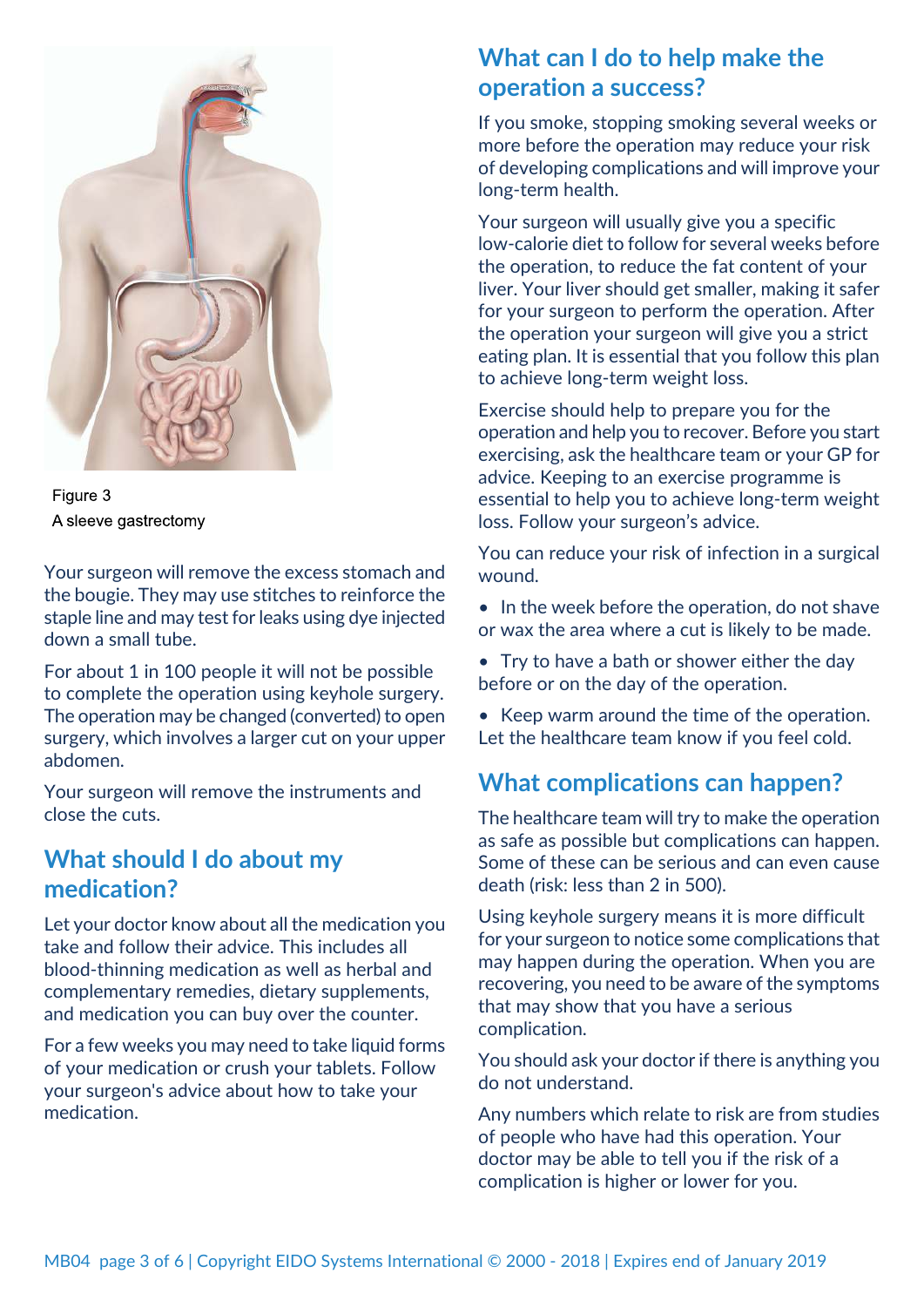Figure 3
A sleeve gastrectomy

Your surgeon will remove the excess stomach and the bougie. They may use stitches to reinforce the staple line and may test for leaks using dye injected down a small tube.

For about 1 in 100 people it will not be possible to complete the operation using keyhole surgery. The operation may be changed (converted) to open surgery, which involves a larger cut on your upper abdomen.

Your surgeon will remove the instruments and close the cuts.

## What should I do about my medication?

Let your doctor know about all the medication you take and follow their advice. This includes all blood-thinning medication as well as herbal and complementary remedies, dietary supplements, and medication you can buy over the counter.

For a few weeks you may need to take liquid forms of your medication or crush your tablets. Follow your surgeon's advice about how to take your medication.

## What can I do to help make the operation a success?

If you smoke, stopping smoking several weeks or more before the operation may reduce your risk of developing complications and will improve your long-term health.

Your surgeon will usually give you a specific low-calorie diet to follow for several weeks before the operation, to reduce the fat content of your liver. Your liver should get smaller, making it safer for your surgeon to perform the operation. After the operation your surgeon will give you a strict eating plan. It is essential that you follow this plan to achieve long-term weight loss.

Exercise should help to prepare you for the operation and help you to recover. Before you start exercising, ask the healthcare team or your GP for advice. Keeping to an exercise programme is essential to help you to achieve long-term weight loss. Follow your surgeon's advice.

You can reduce your risk of infection in a surgical wound.

- In the week before the operation, do not shave or wax the area where a cut is likely to be made.
- Try to have a bath or shower either the day before or on the day of the operation.
- Keep warm around the time of the operation. Let the healthcare team know if you feel cold.

## What complications can happen?

The healthcare team will try to make the operation as safe as possible but complications can happen. Some of these can be serious and can even cause death (risk: less than 2 in 500).

Using keyhole surgery means it is more difficult for your surgeon to notice some complications that may happen during the operation. When you are recovering, you need to be aware of the symptoms that may show that you have a serious complication.

You should ask your doctor if there is anything you do not understand.

Any numbers which relate to risk are from studies of people who have had this operation. Your doctor may be able to tell you if the risk of a complication is higher or lower for you.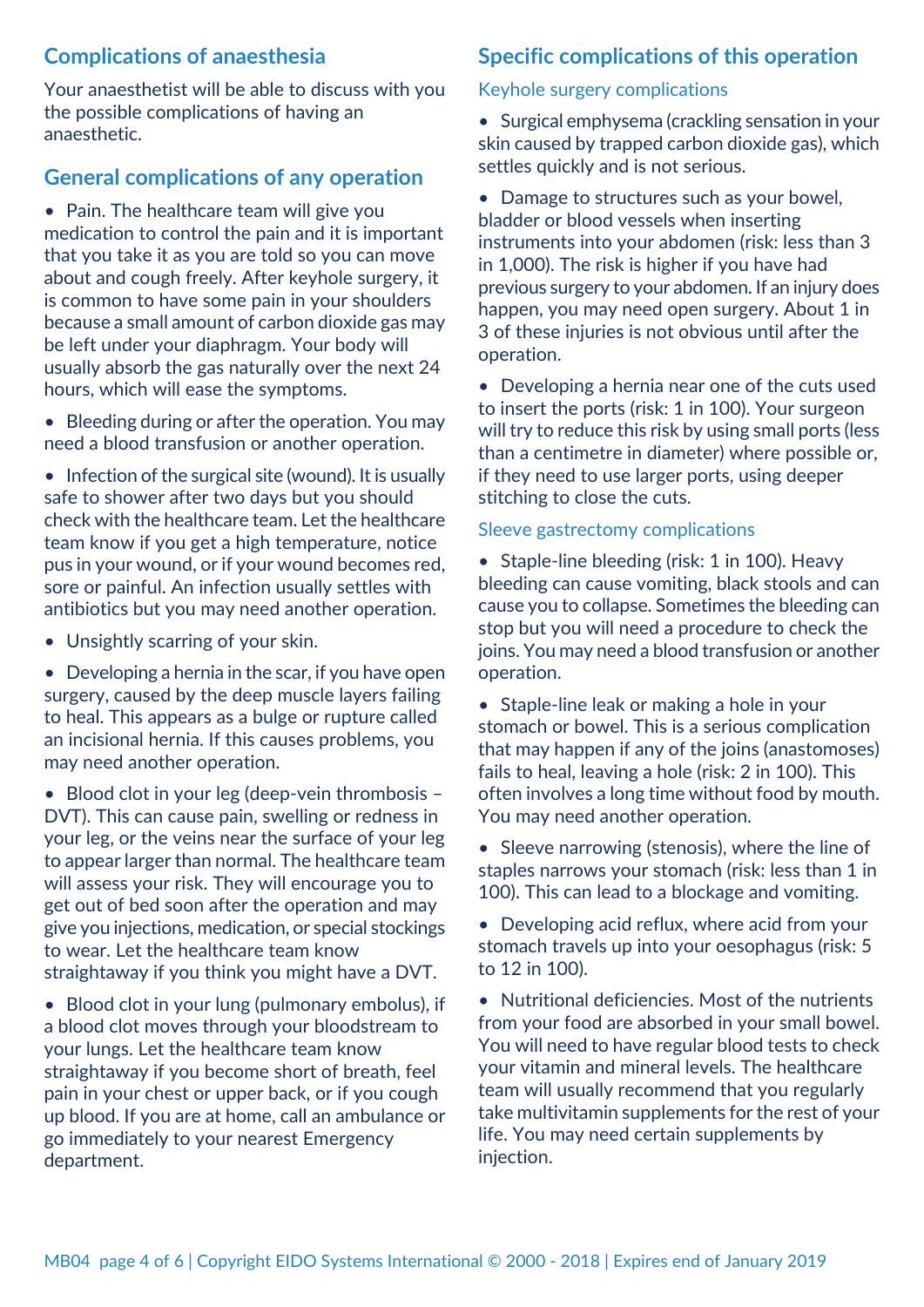## Complications of anaesthesia

Your anaesthetist will be able to discuss with you the possible complications of having an anaesthetic.

## General complications of any operation

- Pain. The healthcare team will give you medication to control the pain and it is important that you take it as you are told so you can move about and cough freely. After keyhole surgery, it is common to have some pain in your shoulders because a small amount of carbon dioxide gas may be left under your diaphragm. Your body will usually absorb the gas naturally over the next 24 hours, which will ease the symptoms.
- Bleeding during or after the operation. You may need a blood transfusion or another operation.
- Infection of the surgical site (wound). It is usually safe to shower after two days but you should check with the healthcare team. Let the healthcare team know if you get a high temperature, notice pus in your wound, or if your wound becomes red, sore or painful. An infection usually settles with antibiotics but you may need another operation.
- Unsightly scarring of your skin.
- Developing a hernia in the scar, if you have open surgery, caused by the deep muscle layers failing to heal. This appears as a bulge or rupture called an incisional hernia. If this causes problems, you may need another operation.
- Blood clot in your leg (deep-vein thrombosis – DVT). This can cause pain, swelling or redness in your leg, or the veins near the surface of your leg to appear larger than normal. The healthcare team will assess your risk. They will encourage you to get out of bed soon after the operation and may give you injections, medication, or special stockings to wear. Let the healthcare team know straightaway if you think you might have a DVT.
- Blood clot in your lung (pulmonary embolus), if a blood clot moves through your bloodstream to your lungs. Let the healthcare team know straightaway if you become short of breath, feel pain in your chest or upper back, or if you cough up blood. If you are at home, call an ambulance or go immediately to your nearest Emergency department.

## Specific complications of this operation

### Keyhole surgery complications

- Surgical emphysema (crackling sensation in your skin caused by trapped carbon dioxide gas), which settles quickly and is not serious.
- Damage to structures such as your bowel, bladder or blood vessels when inserting instruments into your abdomen (risk: less than 3 in 1,000). The risk is higher if you have had previous surgery to your abdomen. If an injury does happen, you may need open surgery. About 1 in 3 of these injuries is not obvious until after the operation.
- Developing a hernia near one of the cuts used to insert the ports (risk: 1 in 100). Your surgeon will try to reduce this risk by using small ports (less than a centimetre in diameter) where possible or, if they need to use larger ports, using deeper stitching to close the cuts.

### Sleeve gastrectomy complications

- Staple-line bleeding (risk: 1 in 100). Heavy bleeding can cause vomiting, black stools and can cause you to collapse. Sometimes the bleeding can stop but you will need a procedure to check the joins. You may need a blood transfusion or another operation.
- Staple-line leak or making a hole in your stomach or bowel. This is a serious complication that may happen if any of the joins (anastomoses) fails to heal, leaving a hole (risk: 2 in 100). This often involves a long time without food by mouth. You may need another operation.
- Sleeve narrowing (stenosis), where the line of staples narrows your stomach (risk: less than 1 in 100). This can lead to a blockage and vomiting.
- Developing acid reflux, where acid from your stomach travels up into your oesophagus (risk: 5 to 12 in 100).
- Nutritional deficiencies. Most of the nutrients from your food are absorbed in your small bowel. You will need to have regular blood tests to check your vitamin and mineral levels. The healthcare team will usually recommend that you regularly take multivitamin supplements for the rest of your life. You may need certain supplements by injection.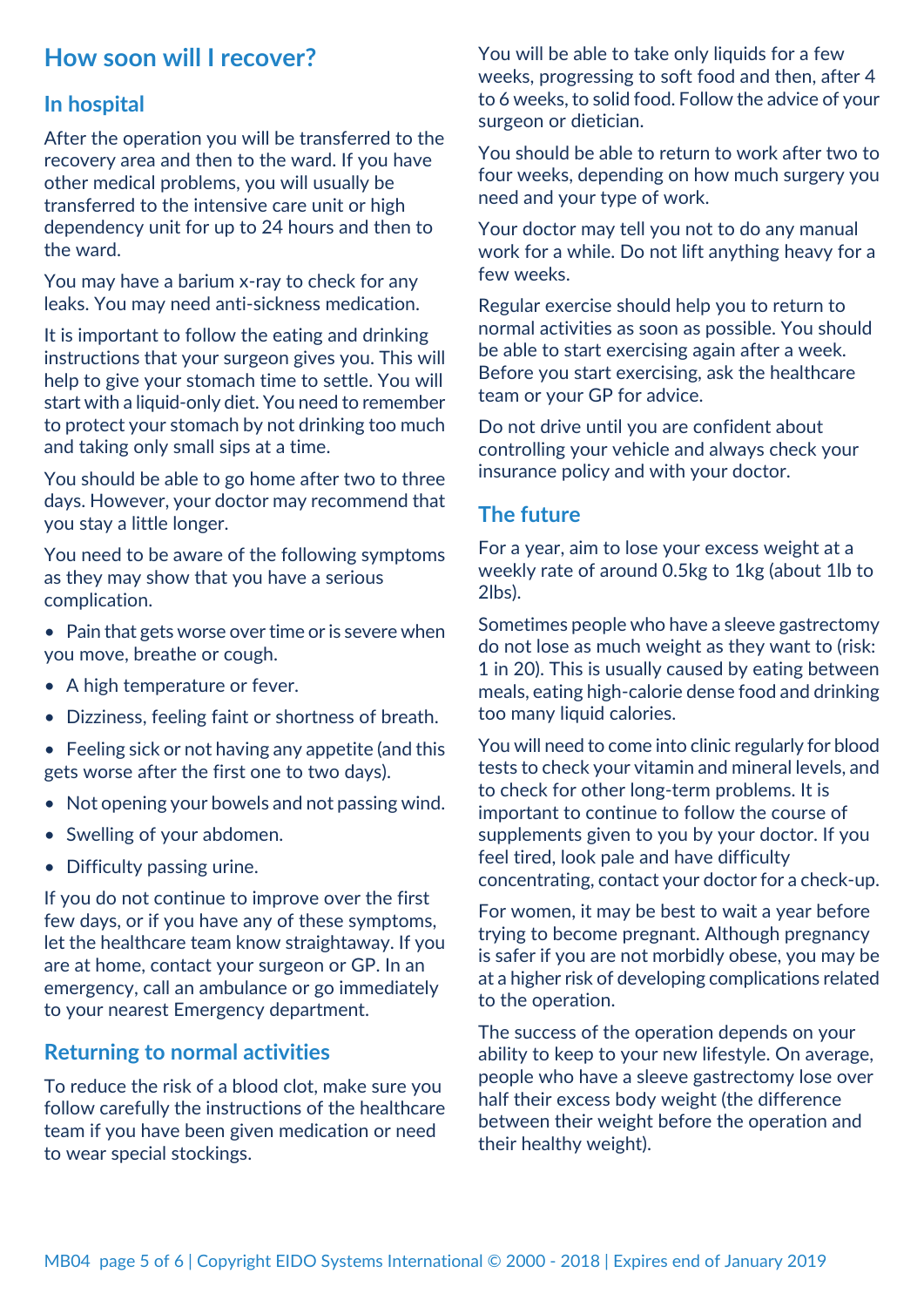## How soon will I recover?

### In hospital

After the operation you will be transferred to the recovery area and then to the ward. If you have other medical problems, you will usually be transferred to the intensive care unit or high dependency unit for up to 24 hours and then to the ward.

You may have a barium x-ray to check for any leaks. You may need anti-sickness medication.

It is important to follow the eating and drinking instructions that your surgeon gives you. This will help to give your stomach time to settle. You will start with a liquid-only diet. You need to remember to protect your stomach by not drinking too much and taking only small sips at a time.

You should be able to go home after two to three days. However, your doctor may recommend that you stay a little longer.

You need to be aware of the following symptoms as they may show that you have a serious complication.

- Pain that gets worse over time or is severe when you move, breathe or cough.
- A high temperature or fever.
- Dizziness, feeling faint or shortness of breath.
- Feeling sick or not having any appetite (and this gets worse after the first one to two days).
- Not opening your bowels and not passing wind.
- Swelling of your abdomen.
- Difficulty passing urine.

If you do not continue to improve over the first few days, or if you have any of these symptoms, let the healthcare team know straightaway. If you are at home, contact your surgeon or GP. In an emergency, call an ambulance or go immediately to your nearest Emergency department.

### Returning to normal activities

To reduce the risk of a blood clot, make sure you follow carefully the instructions of the healthcare team if you have been given medication or need to wear special stockings.

You will be able to take only liquids for a few weeks, progressing to soft food and then, after 4 to 6 weeks, to solid food. Follow the advice of your surgeon or dietician.

You should be able to return to work after two to four weeks, depending on how much surgery you need and your type of work.

Your doctor may tell you not to do any manual work for a while. Do not lift anything heavy for a few weeks.

Regular exercise should help you to return to normal activities as soon as possible. You should be able to start exercising again after a week. Before you start exercising, ask the healthcare team or your GP for advice.

Do not drive until you are confident about controlling your vehicle and always check your insurance policy and with your doctor.

### The future

For a year, aim to lose your excess weight at a weekly rate of around 0.5kg to 1kg (about 1lb to 2lbs).

Sometimes people who have a sleeve gastrectomy do not lose as much weight as they want to (risk: 1 in 20). This is usually caused by eating between meals, eating high-calorie dense food and drinking too many liquid calories.

You will need to come into clinic regularly for blood tests to check your vitamin and mineral levels, and to check for other long-term problems. It is important to continue to follow the course of supplements given to you by your doctor. If you feel tired, look pale and have difficulty concentrating, contact your doctor for a check-up.

For women, it may be best to wait a year before trying to become pregnant. Although pregnancy is safer if you are not morbidly obese, you may be at a higher risk of developing complications related to the operation.

The success of the operation depends on your ability to keep to your new lifestyle. On average, people who have a sleeve gastrectomy lose over half their excess body weight (the difference between their weight before the operation and their healthy weight).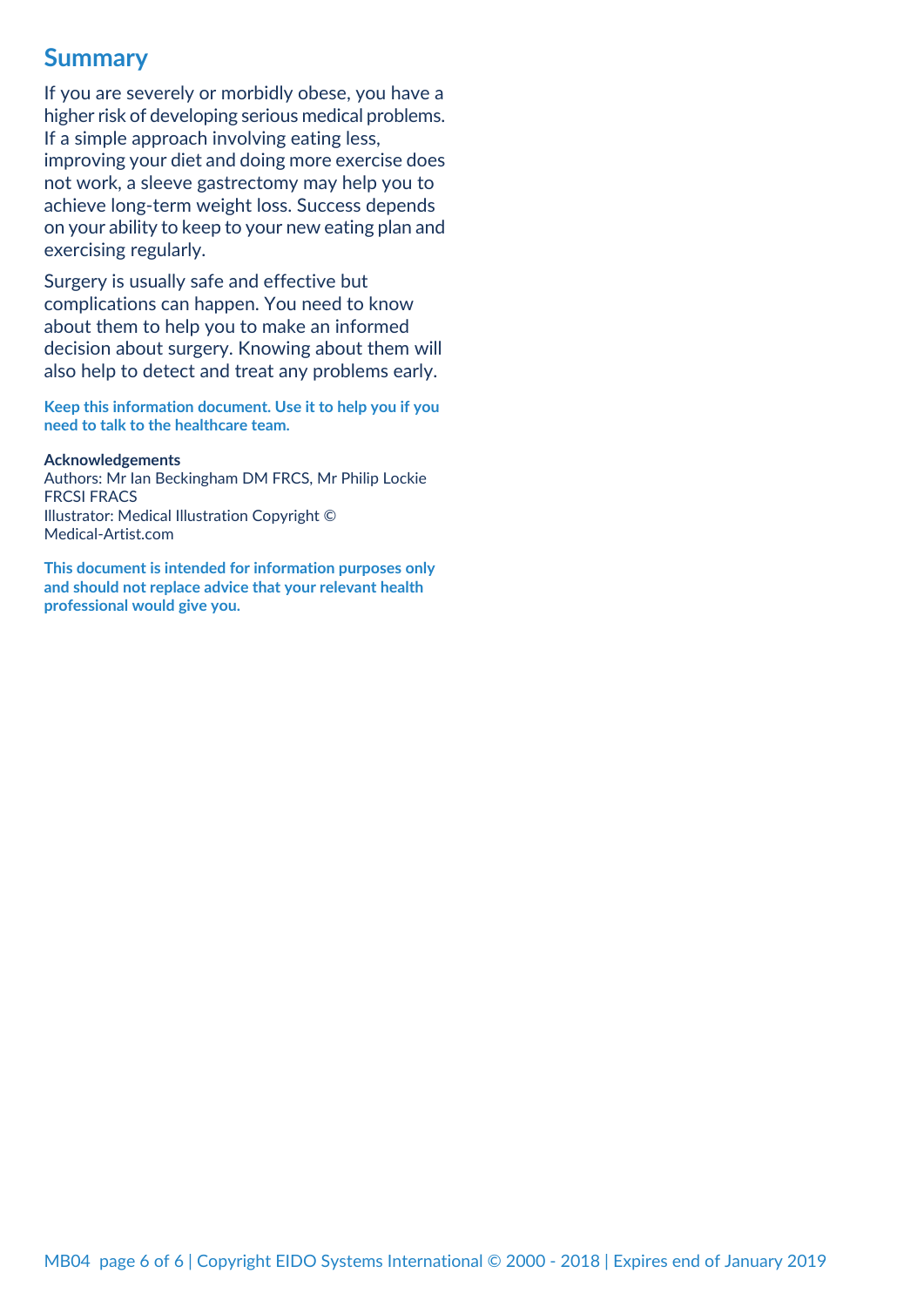## Summary

If you are severely or morbidly obese, you have a higher risk of developing serious medical problems. If a simple approach involving eating less, improving your diet and doing more exercise does not work, a sleeve gastrectomy may help you to achieve long-term weight loss. Success depends on your ability to keep to your new eating plan and exercising regularly.

Surgery is usually safe and effective but complications can happen. You need to know about them to help you to make an informed decision about surgery. Knowing about them will also help to detect and treat any problems early.

**Keep this information document. Use it to help you if you need to talk to the healthcare team.**

**Acknowledgements**
Authors: Mr Ian Beckingham DM FRCS, Mr Philip Lockie FRCSI FRACS
Illustrator: Medical Illustration Copyright © Medical-Artist.com

**This document is intended for information purposes only and should not replace advice that your relevant health professional would give you.**